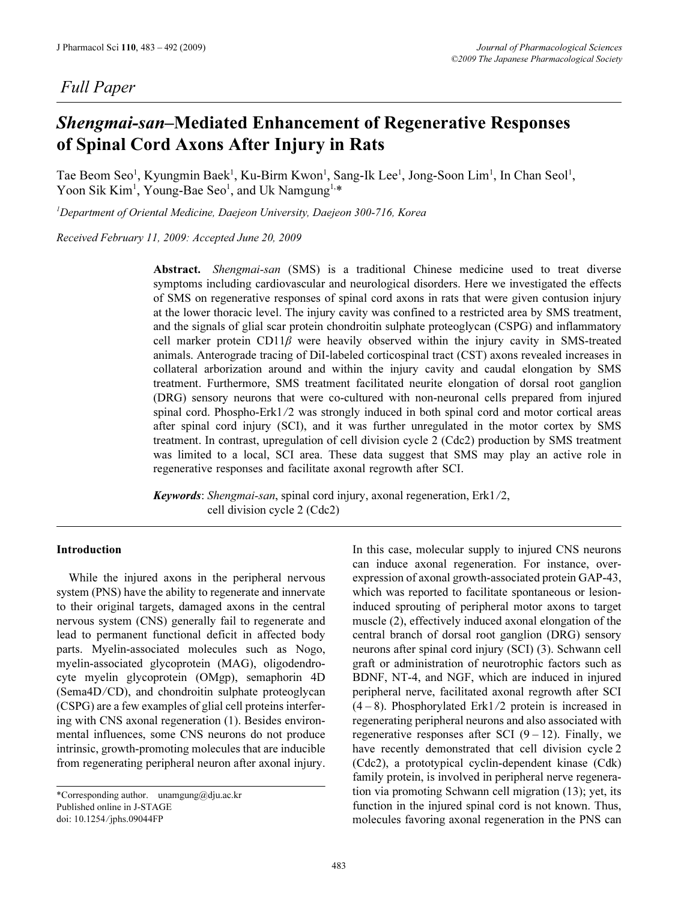*Full Paper*

# *Shengmai-san*–Mediated Enhancement of Regenerative Responses of Spinal Cord Axons After Injury in Rats

Tae Beom Seo[1], Kyungmin Baek[1], Ku-Birm Kwon[1], Sang-Ik Lee[1], Jong-Soon Lim[1], In Chan Seol[1], Yoon Sik Kim[1], Young-Bae Seo[1], and Uk Namgung[1,*]

[1]*Department of Oriental Medicine, Daejeon University, Daejeon 300-716, Korea*

*Received February 11, 2009: Accepted June 20, 2009*

**Abstract.** *Shengmai-san* (SMS) is a traditional Chinese medicine used to treat diverse symptoms including cardiovascular and neurological disorders. Here we investigated the effects of SMS on regenerative responses of spinal cord axons in rats that were given contusion injury at the lower thoracic level. The injury cavity was confined to a restricted area by SMS treatment, and the signals of glial scar protein chondroitin sulphate proteoglycan (CSPG) and inflammatory cell marker protein CD11$\beta$ were heavily observed within the injury cavity in SMS-treated animals. Anterograde tracing of DiI-labeled corticospinal tract (CST) axons revealed increases in collateral arborization around and within the injury cavity and caudal elongation by SMS treatment. Furthermore, SMS treatment facilitated neurite elongation of dorsal root ganglion (DRG) sensory neurons that were co-cultured with non-neuronal cells prepared from injured spinal cord. Phospho-Erk1/2 was strongly induced in both spinal cord and motor cortical areas after spinal cord injury (SCI), and it was further unregulated in the motor cortex by SMS treatment. In contrast, upregulation of cell division cycle 2 (Cdc2) production by SMS treatment was limited to a local, SCI area. These data suggest that SMS may play an active role in regenerative responses and facilitate axonal regrowth after SCI.

***Keywords***: *Shengmai-san*, spinal cord injury, axonal regeneration, Erk1/2, cell division cycle 2 (Cdc2)

## Introduction

While the injured axons in the peripheral nervous system (PNS) have the ability to regenerate and innervate to their original targets, damaged axons in the central nervous system (CNS) generally fail to regenerate and lead to permanent functional deficit in affected body parts. Myelin-associated molecules such as Nogo, myelin-associated glycoprotein (MAG), oligodendrocyte myelin glycoprotein (OMgp), semaphorin 4D (Sema4D/CD), and chondroitin sulphate proteoglycan (CSPG) are a few examples of glial cell proteins interfering with CNS axonal regeneration (1). Besides environmental influences, some CNS neurons do not produce intrinsic, growth-promoting molecules that are inducible from regenerating peripheral neuron after axonal injury. In this case, molecular supply to injured CNS neurons can induce axonal regeneration. For instance, overexpression of axonal growth-associated protein GAP-43, which was reported to facilitate spontaneous or lesion-induced sprouting of peripheral motor axons to target muscle (2), effectively induced axonal elongation of the central branch of dorsal root ganglion (DRG) sensory neurons after spinal cord injury (SCI) (3). Schwann cell graft or administration of neurotrophic factors such as BDNF, NT-4, and NGF, which are induced in injured peripheral nerve, facilitated axonal regrowth after SCI (4 – 8). Phosphorylated Erk1/2 protein is increased in regenerating peripheral neurons and also associated with regenerative responses after SCI (9 – 12). Finally, we have recently demonstrated that cell division cycle 2 (Cdc2), a prototypical cyclin-dependent kinase (Cdk) family protein, is involved in peripheral nerve regeneration via promoting Schwann cell migration (13); yet, its function in the injured spinal cord is not known. Thus, molecules favoring axonal regeneration in the PNS can

*Corresponding author. unamgung@dju.ac.kr
Published online in J-STAGE
doi: 10.1254/jphs.09044FP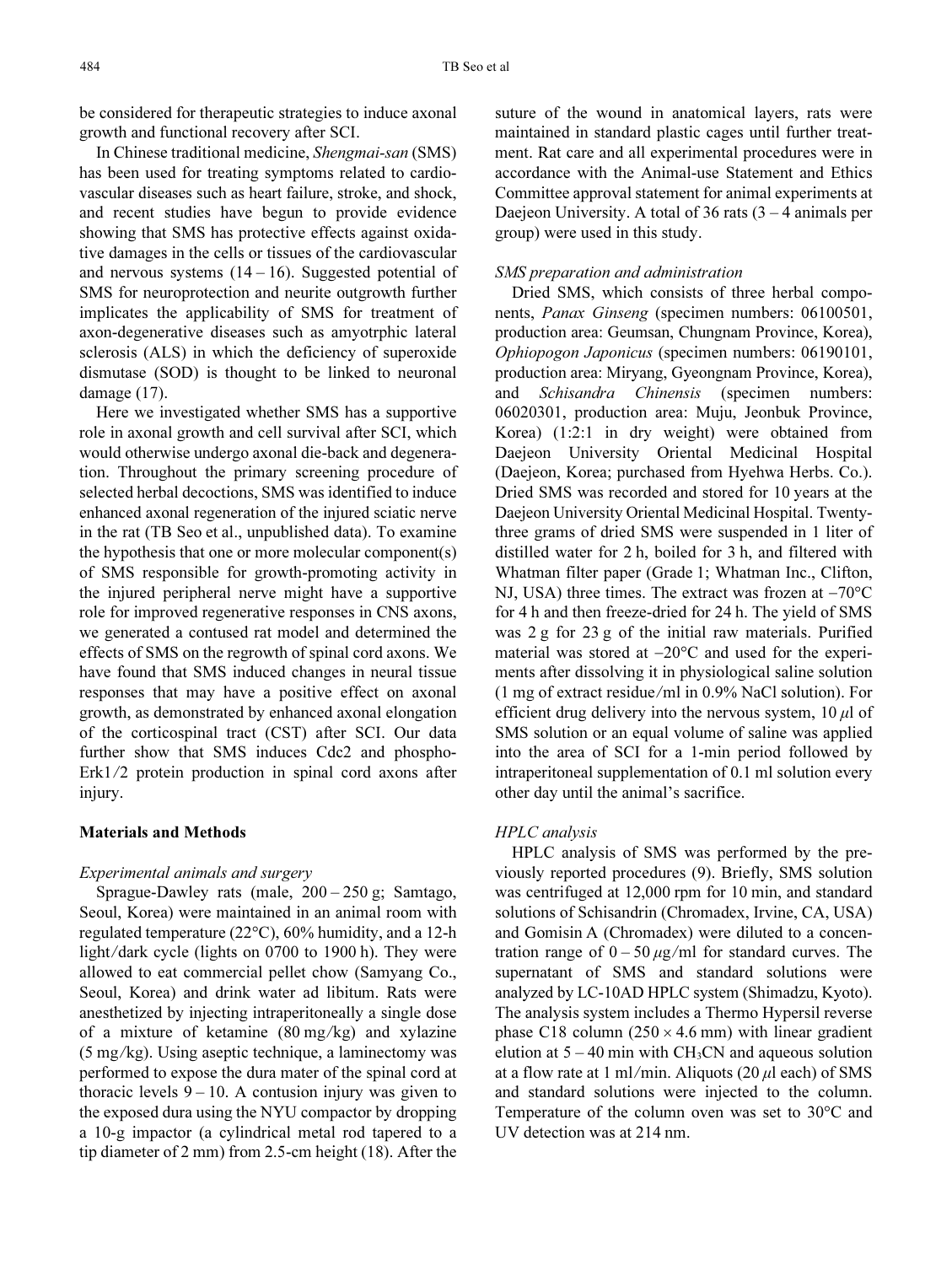be considered for therapeutic strategies to induce axonal growth and functional recovery after SCI.

In Chinese traditional medicine, *Shengmai-san* (SMS) has been used for treating symptoms related to cardiovascular diseases such as heart failure, stroke, and shock, and recent studies have begun to provide evidence showing that SMS has protective effects against oxidative damages in the cells or tissues of the cardiovascular and nervous systems (14 – 16). Suggested potential of SMS for neuroprotection and neurite outgrowth further implicates the applicability of SMS for treatment of axon-degenerative diseases such as amyotrphic lateral sclerosis (ALS) in which the deficiency of superoxide dismutase (SOD) is thought to be linked to neuronal damage (17).

Here we investigated whether SMS has a supportive role in axonal growth and cell survival after SCI, which would otherwise undergo axonal die-back and degeneration. Throughout the primary screening procedure of selected herbal decoctions, SMS was identified to induce enhanced axonal regeneration of the injured sciatic nerve in the rat (TB Seo et al., unpublished data). To examine the hypothesis that one or more molecular component(s) of SMS responsible for growth-promoting activity in the injured peripheral nerve might have a supportive role for improved regenerative responses in CNS axons, we generated a contused rat model and determined the effects of SMS on the regrowth of spinal cord axons. We have found that SMS induced changes in neural tissue responses that may have a positive effect on axonal growth, as demonstrated by enhanced axonal elongation of the corticospinal tract (CST) after SCI. Our data further show that SMS induces Cdc2 and phospho-Erk1/2 protein production in spinal cord axons after injury.

## Materials and Methods

### *Experimental animals and surgery*

Sprague-Dawley rats (male, 200 – 250 g; Samtago, Seoul, Korea) were maintained in an animal room with regulated temperature (22°C), 60% humidity, and a 12-h light/dark cycle (lights on 0700 to 1900 h). They were allowed to eat commercial pellet chow (Samyang Co., Seoul, Korea) and drink water ad libitum. Rats were anesthetized by injecting intraperitoneally a single dose of a mixture of ketamine (80 mg/kg) and xylazine (5 mg/kg). Using aseptic technique, a laminectomy was performed to expose the dura mater of the spinal cord at thoracic levels 9 – 10. A contusion injury was given to the exposed dura using the NYU compactor by dropping a 10-g impactor (a cylindrical metal rod tapered to a tip diameter of 2 mm) from 2.5-cm height (18). After the suture of the wound in anatomical layers, rats were maintained in standard plastic cages until further treatment. Rat care and all experimental procedures were in accordance with the Animal-use Statement and Ethics Committee approval statement for animal experiments at Daejeon University. A total of 36 rats (3 – 4 animals per group) were used in this study.

### *SMS preparation and administration*

Dried SMS, which consists of three herbal components, *Panax Ginseng* (specimen numbers: 06100501, production area: Geumsan, Chungnam Province, Korea), *Ophiopogon Japonicus* (specimen numbers: 06190101, production area: Miryang, Gyeongnam Province, Korea), and *Schisandra Chinensis* (specimen numbers: 06020301, production area: Muju, Jeonbuk Province, Korea) (1:2:1 in dry weight) were obtained from Daejeon University Oriental Medicinal Hospital (Daejeon, Korea; purchased from Hyehwa Herbs. Co.). Dried SMS was recorded and stored for 10 years at the Daejeon University Oriental Medicinal Hospital. Twenty-three grams of dried SMS were suspended in 1 liter of distilled water for 2 h, boiled for 3 h, and filtered with Whatman filter paper (Grade 1; Whatman Inc., Clifton, NJ, USA) three times. The extract was frozen at −70°C for 4 h and then freeze-dried for 24 h. The yield of SMS was 2 g for 23 g of the initial raw materials. Purified material was stored at −20°C and used for the experiments after dissolving it in physiological saline solution (1 mg of extract residue/ml in 0.9% NaCl solution). For efficient drug delivery into the nervous system, 10 $\mu$l of SMS solution or an equal volume of saline was applied into the area of SCI for a 1-min period followed by intraperitoneal supplementation of 0.1 ml solution every other day until the animal's sacrifice.

### *HPLC analysis*

HPLC analysis of SMS was performed by the previously reported procedures (9). Briefly, SMS solution was centrifuged at 12,000 rpm for 10 min, and standard solutions of Schisandrin (Chromadex, Irvine, CA, USA) and Gomisin A (Chromadex) were diluted to a concentration range of 0 – 50 $\mu$g/ml for standard curves. The supernatant of SMS and standard solutions were analyzed by LC-10AD HPLC system (Shimadzu, Kyoto). The analysis system includes a Thermo Hypersil reverse phase C18 column (250 × 4.6 mm) with linear gradient elution at 5 – 40 min with $CH_3CN$ and aqueous solution at a flow rate at 1 ml/min. Aliquots (20 $\mu$l each) of SMS and standard solutions were injected to the column. Temperature of the column oven was set to 30°C and UV detection was at 214 nm.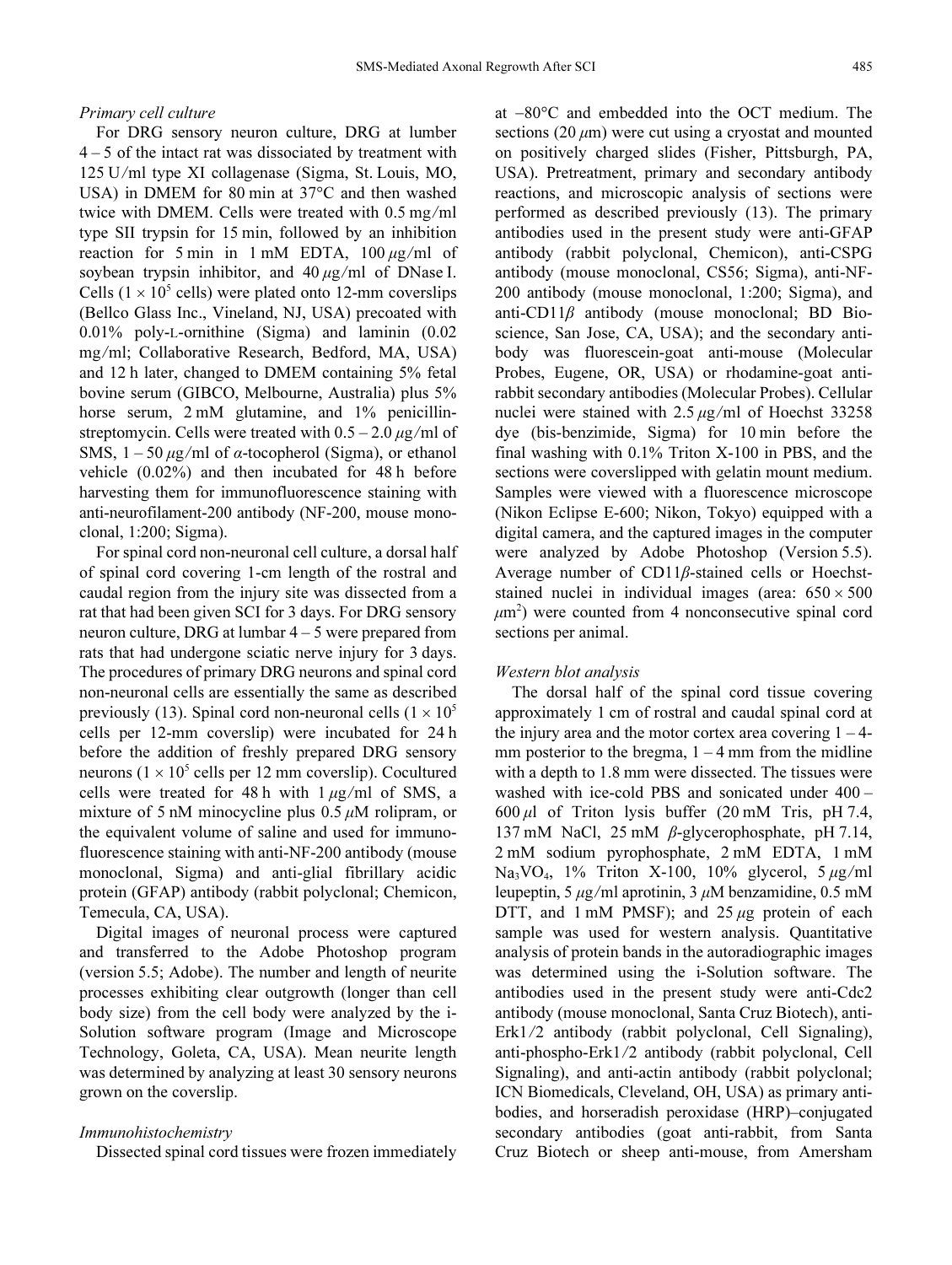*Primary cell culture*

For DRG sensory neuron culture, DRG at lumber 4 – 5 of the intact rat was dissociated by treatment with 125 U/ml type XI collagenase (Sigma, St. Louis, MO, USA) in DMEM for 80 min at 37°C and then washed twice with DMEM. Cells were treated with 0.5 mg/ml type SII trypsin for 15 min, followed by an inhibition reaction for 5 min in 1 mM EDTA, 100 $\mu$g/ml of soybean trypsin inhibitor, and 40 $\mu$g/ml of DNase I. Cells ($1 \times 10^5$ cells) were plated onto 12-mm coverslips (Bellco Glass Inc., Vineland, NJ, USA) precoated with 0.01% poly-L-ornithine (Sigma) and laminin (0.02 mg/ml; Collaborative Research, Bedford, MA, USA) and 12 h later, changed to DMEM containing 5% fetal bovine serum (GIBCO, Melbourne, Australia) plus 5% horse serum, 2 mM glutamine, and 1% penicillin-streptomycin. Cells were treated with 0.5 – 2.0 $\mu$g/ml of SMS, 1 – 50 $\mu$g/ml of $\alpha$-tocopherol (Sigma), or ethanol vehicle (0.02%) and then incubated for 48 h before harvesting them for immunofluorescence staining with anti-neurofilament-200 antibody (NF-200, mouse monoclonal, 1:200; Sigma).

For spinal cord non-neuronal cell culture, a dorsal half of spinal cord covering 1-cm length of the rostral and caudal region from the injury site was dissected from a rat that had been given SCI for 3 days. For DRG sensory neuron culture, DRG at lumbar 4 – 5 were prepared from rats that had undergone sciatic nerve injury for 3 days. The procedures of primary DRG neurons and spinal cord non-neuronal cells are essentially the same as described previously (13). Spinal cord non-neuronal cells ($1 \times 10^5$ cells per 12-mm coverslip) were incubated for 24 h before the addition of freshly prepared DRG sensory neurons ($1 \times 10^5$ cells per 12 mm coverslip). Cocultured cells were treated for 48 h with 1 $\mu$g/ml of SMS, a mixture of 5 nM minocycline plus 0.5 $\mu$M rolipram, or the equivalent volume of saline and used for immunofluorescence staining with anti-NF-200 antibody (mouse monoclonal, Sigma) and anti-glial fibrillary acidic protein (GFAP) antibody (rabbit polyclonal; Chemicon, Temecula, CA, USA).

Digital images of neuronal process were captured and transferred to the Adobe Photoshop program (version 5.5; Adobe). The number and length of neurite processes exhibiting clear outgrowth (longer than cell body size) from the cell body were analyzed by the i-Solution software program (Image and Microscope Technology, Goleta, CA, USA). Mean neurite length was determined by analyzing at least 30 sensory neurons grown on the coverslip.

*Immunohistochemistry*

Dissected spinal cord tissues were frozen immediately at –80°C and embedded into the OCT medium. The sections (20 $\mu$m) were cut using a cryostat and mounted on positively charged slides (Fisher, Pittsburgh, PA, USA). Pretreatment, primary and secondary antibody reactions, and microscopic analysis of sections were performed as described previously (13). The primary antibodies used in the present study were anti-GFAP antibody (rabbit polyclonal, Chemicon), anti-CSPG antibody (mouse monoclonal, CS56; Sigma), anti-NF-200 antibody (mouse monoclonal, 1:200; Sigma), and anti-CD11$\beta$ antibody (mouse monoclonal; BD Bioscience, San Jose, CA, USA); and the secondary antibody was fluorescein-goat anti-mouse (Molecular Probes, Eugene, OR, USA) or rhodamine-goat anti-rabbit secondary antibodies (Molecular Probes). Cellular nuclei were stained with 2.5 $\mu$g/ml of Hoechst 33258 dye (bis-benzimide, Sigma) for 10 min before the final washing with 0.1% Triton X-100 in PBS, and the sections were coverslipped with gelatin mount medium. Samples were viewed with a fluorescence microscope (Nikon Eclipse E-600; Nikon, Tokyo) equipped with a digital camera, and the captured images in the computer were analyzed by Adobe Photoshop (Version 5.5). Average number of CD11$\beta$-stained cells or Hoechst-stained nuclei in individual images (area: $650 \times 500$ $\mu$m$^2$) were counted from 4 nonconsecutive spinal cord sections per animal.

*Western blot analysis*

The dorsal half of the spinal cord tissue covering approximately 1 cm of rostral and caudal spinal cord at the injury area and the motor cortex area covering 1 – 4-mm posterior to the bregma, 1 – 4 mm from the midline with a depth to 1.8 mm were dissected. The tissues were washed with ice-cold PBS and sonicated under 400 – 600 $\mu$l of Triton lysis buffer (20 mM Tris, pH 7.4, 137 mM NaCl, 25 mM $\beta$-glycerophosphate, pH 7.14, 2 mM sodium pyrophosphate, 2 mM EDTA, 1 mM $Na_3VO_4$, 1% Triton X-100, 10% glycerol, 5 $\mu$g/ml leupeptin, 5 $\mu$g/ml aprotinin, 3 $\mu$M benzamidine, 0.5 mM DTT, and 1 mM PMSF); and 25 $\mu$g protein of each sample was used for western analysis. Quantitative analysis of protein bands in the autoradiographic images was determined using the i-Solution software. The antibodies used in the present study were anti-Cdc2 antibody (mouse monoclonal, Santa Cruz Biotech), anti-Erk1/2 antibody (rabbit polyclonal, Cell Signaling), anti-phospho-Erk1/2 antibody (rabbit polyclonal, Cell Signaling), and anti-actin antibody (rabbit polyclonal; ICN Biomedicals, Cleveland, OH, USA) as primary antibodies, and horseradish peroxidase (HRP)–conjugated secondary antibodies (goat anti-rabbit, from Santa Cruz Biotech or sheep anti-mouse, from Amersham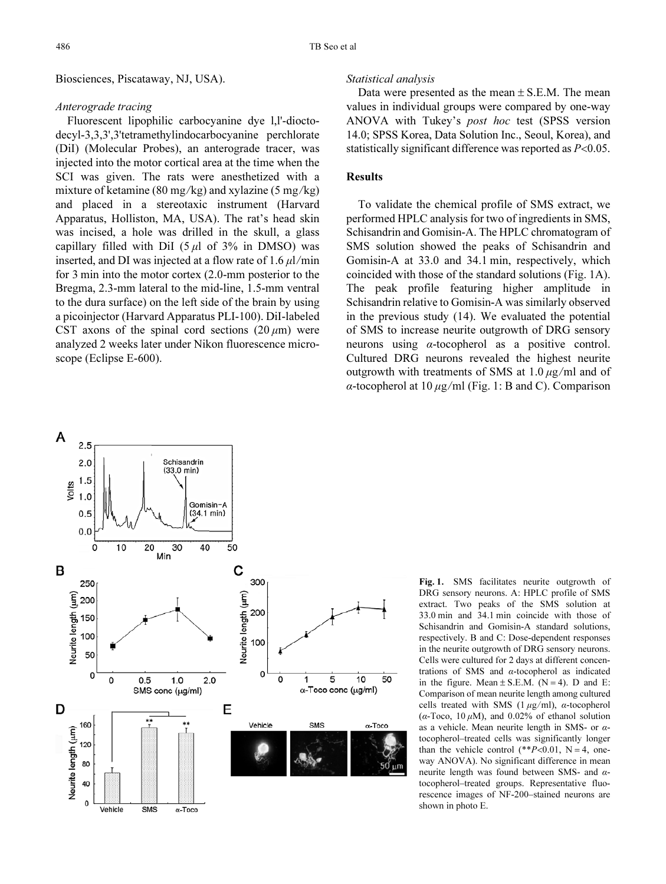Biosciences, Piscataway, NJ, USA).

*Anterograde tracing*

Fluorescent lipophilic carbocyanine dye l,l'-dioctodecyl-3,3,3',3'tetramethylindocarbocyanine perchlorate (DiI) (Molecular Probes), an anterograde tracer, was injected into the motor cortical area at the time when the SCI was given. The rats were anesthetized with a mixture of ketamine (80 mg/kg) and xylazine (5 mg/kg) and placed in a stereotaxic instrument (Harvard Apparatus, Holliston, MA, USA). The rat's head skin was incised, a hole was drilled in the skull, a glass capillary filled with DiI (5 $\mu$l of 3% in DMSO) was inserted, and DI was injected at a flow rate of 1.6 $\mu$l/min for 3 min into the motor cortex (2.0-mm posterior to the Bregma, 2.3-mm lateral to the mid-line, 1.5-mm ventral to the dura surface) on the left side of the brain by using a picoinjector (Harvard Apparatus PLI-100). DiI-labeled CST axons of the spinal cord sections (20 $\mu$m) were analyzed 2 weeks later under Nikon fluorescence microscope (Eclipse E-600).

*Statistical analysis*

Data were presented as the mean ± S.E.M. The mean values in individual groups were compared by one-way ANOVA with Tukey's *post hoc* test (SPSS version 14.0; SPSS Korea, Data Solution Inc., Seoul, Korea), and statistically significant difference was reported as $P<0.05$.

## Results

To validate the chemical profile of SMS extract, we performed HPLC analysis for two of ingredients in SMS, Schisandrin and Gomisin-A. The HPLC chromatogram of SMS solution showed the peaks of Schisandrin and Gomisin-A at 33.0 and 34.1 min, respectively, which coincided with those of the standard solutions (Fig. 1A). The peak profile featuring higher amplitude in Schisandrin relative to Gomisin-A was similarly observed in the previous study (14). We evaluated the potential of SMS to increase neurite outgrowth of DRG sensory neurons using $\alpha$-tocopherol as a positive control. Cultured DRG neurons revealed the highest neurite outgrowth with treatments of SMS at 1.0 $\mu$g/ml and of $\alpha$-tocopherol at 10 $\mu$g/ml (Fig. 1: B and C). Comparison

**Fig. 1.** SMS facilitates neurite outgrowth of DRG sensory neurons. A: HPLC profile of SMS extract. Two peaks of the SMS solution at 33.0 min and 34.1 min coincide with those of Schisandrin and Gomisin-A standard solutions, respectively. B and C: Dose-dependent responses in the neurite outgrowth of DRG sensory neurons. Cells were cultured for 2 days at different concentrations of SMS and $\alpha$-tocopherol as indicated in the figure. Mean ± S.E.M. (N = 4). D and E: Comparison of mean neurite length among cultured cells treated with SMS (1 $\mu$g/ml), $\alpha$-tocopherol ($\alpha$-Toco, 10 $\mu$M), and 0.02% of ethanol solution as a vehicle. Mean neurite length in SMS- or $\alpha$-tocopherol–treated cells was significantly longer than the vehicle control (\*\*$P<0.01$, N = 4, one-way ANOVA). No significant difference in mean neurite length was found between SMS- and $\alpha$-tocopherol–treated groups. Representative fluorescence images of NF-200–stained neurons are shown in photo E.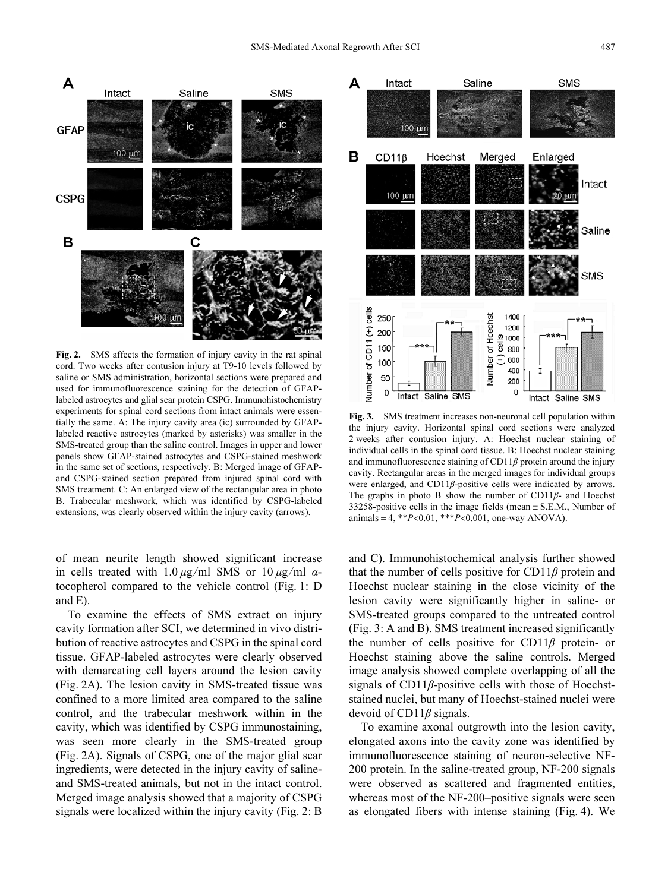Fig. 2. SMS affects the formation of injury cavity in the rat spinal cord. Two weeks after contusion injury at T9-10 levels followed by saline or SMS administration, horizontal sections were prepared and used for immunofluorescence staining for the detection of GFAP-labeled astrocytes and glial scar protein CSPG. Immunohistochemistry experiments for spinal cord sections from intact animals were essentially the same. A: The injury cavity area (ic) surrounded by GFAP-labeled reactive astrocytes (marked by asterisks) was smaller in the SMS-treated group than the saline control. Images in upper and lower panels show GFAP-stained astrocytes and CSPG-stained meshwork in the same set of sections, respectively. B: Merged image of GFAP- and CSPG-stained section prepared from injured spinal cord with SMS treatment. C: An enlarged view of the rectangular area in photo B. Trabecular meshwork, which was identified by CSPG-labeled extensions, was clearly observed within the injury cavity (arrows).

Fig. 3. SMS treatment increases non-neuronal cell population within the injury cavity. Horizontal spinal cord sections were analyzed 2 weeks after contusion injury. A: Hoechst nuclear staining of individual cells in the spinal cord tissue. B: Hoechst nuclear staining and immunofluorescence staining of CD11$\beta$ protein around the injury cavity. Rectangular areas in the merged images for individual groups were enlarged, and CD11$\beta$-positive cells were indicated by arrows. The graphs in photo B show the number of CD11$\beta$- and Hoechst 33258-positive cells in the image fields (mean ± S.E.M., Number of animals = 4, \*\*$P$<0.01, \*\*\*$P$<0.001, one-way ANOVA).

of mean neurite length showed significant increase in cells treated with 1.0 $\mu$g/ml SMS or 10 $\mu$g/ml $\alpha$-tocopherol compared to the vehicle control (Fig. 1: D and E).

To examine the effects of SMS extract on injury cavity formation after SCI, we determined in vivo distribution of reactive astrocytes and CSPG in the spinal cord tissue. GFAP-labeled astrocytes were clearly observed with demarcating cell layers around the lesion cavity (Fig. 2A). The lesion cavity in SMS-treated tissue was confined to a more limited area compared to the saline control, and the trabecular meshwork within in the cavity, which was identified by CSPG immunostaining, was seen more clearly in the SMS-treated group (Fig. 2A). Signals of CSPG, one of the major glial scar ingredients, were detected in the injury cavity of saline- and SMS-treated animals, but not in the intact control. Merged image analysis showed that a majority of CSPG signals were localized within the injury cavity (Fig. 2: B and C). Immunohistochemical analysis further showed that the number of cells positive for CD11$\beta$ protein and Hoechst nuclear staining in the close vicinity of the lesion cavity were significantly higher in saline- or SMS-treated groups compared to the untreated control (Fig. 3: A and B). SMS treatment increased significantly the number of cells positive for CD11$\beta$ protein- or Hoechst staining above the saline controls. Merged image analysis showed complete overlapping of all the signals of CD11$\beta$-positive cells with those of Hoechst-stained nuclei, but many of Hoechst-stained nuclei were devoid of CD11$\beta$ signals.

To examine axonal outgrowth into the lesion cavity, elongated axons into the cavity zone was identified by immunofluorescence staining of neuron-selective NF-200 protein. In the saline-treated group, NF-200 signals were observed as scattered and fragmented entities, whereas most of the NF-200–positive signals were seen as elongated fibers with intense staining (Fig. 4). We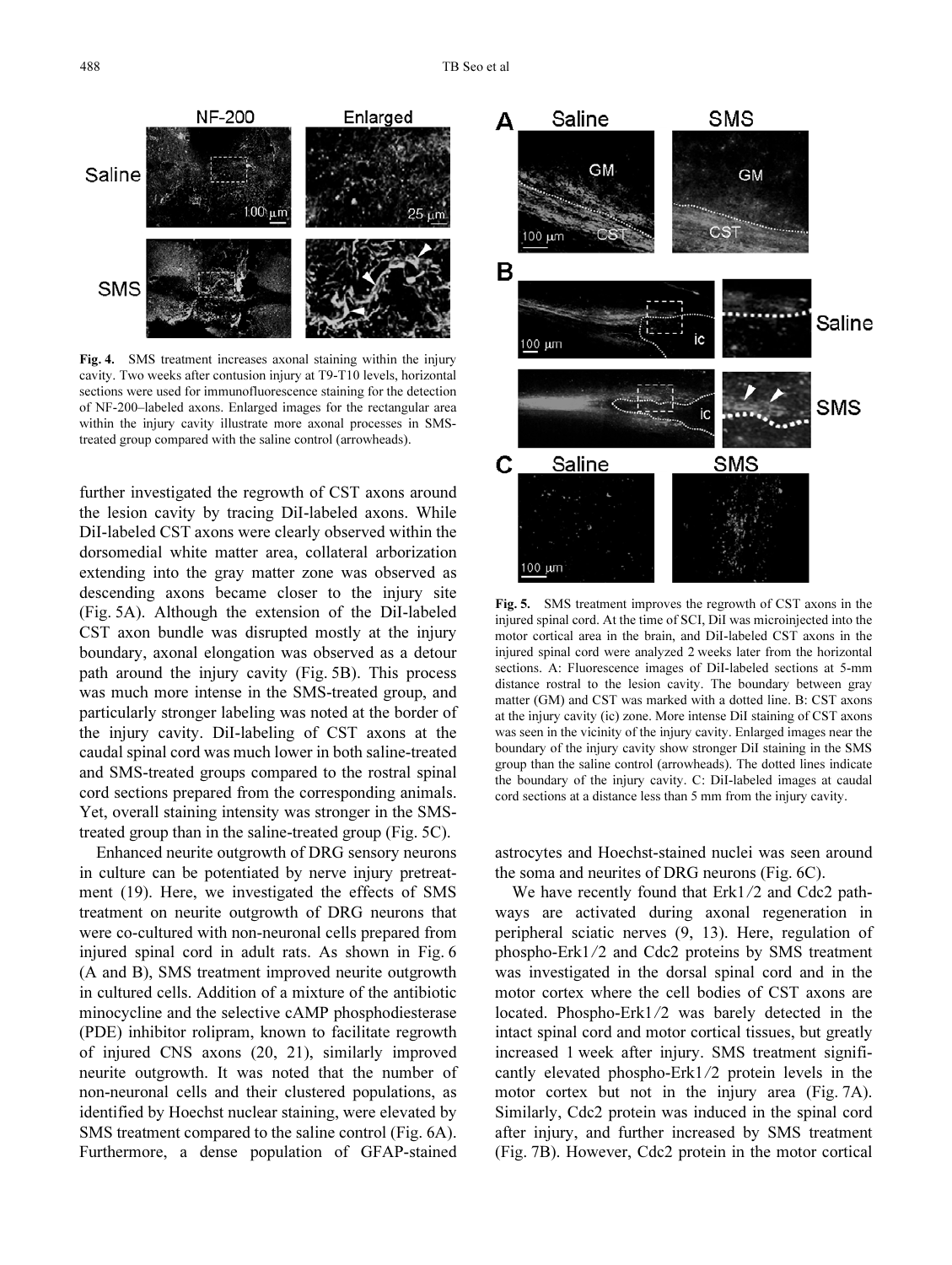**Fig. 4.** SMS treatment increases axonal staining within the injury cavity. Two weeks after contusion injury at T9-T10 levels, horizontal sections were used for immunofluorescence staining for the detection of NF-200–labeled axons. Enlarged images for the rectangular area within the injury cavity illustrate more axonal processes in SMS-treated group compared with the saline control (arrowheads).

further investigated the regrowth of CST axons around the lesion cavity by tracing DiI-labeled axons. While DiI-labeled CST axons were clearly observed within the dorsomedial white matter area, collateral arborization extending into the gray matter zone was observed as descending axons became closer to the injury site (Fig. 5A). Although the extension of the DiI-labeled CST axon bundle was disrupted mostly at the injury boundary, axonal elongation was observed as a detour path around the injury cavity (Fig. 5B). This process was much more intense in the SMS-treated group, and particularly stronger labeling was noted at the border of the injury cavity. DiI-labeling of CST axons at the caudal spinal cord was much lower in both saline-treated and SMS-treated groups compared to the rostral spinal cord sections prepared from the corresponding animals. Yet, overall staining intensity was stronger in the SMS-treated group than in the saline-treated group (Fig. 5C).

Enhanced neurite outgrowth of DRG sensory neurons in culture can be potentiated by nerve injury pretreatment (19). Here, we investigated the effects of SMS treatment on neurite outgrowth of DRG neurons that were co-cultured with non-neuronal cells prepared from injured spinal cord in adult rats. As shown in Fig. 6 (A and B), SMS treatment improved neurite outgrowth in cultured cells. Addition of a mixture of the antibiotic minocycline and the selective cAMP phosphodiesterase (PDE) inhibitor rolipram, known to facilitate regrowth of injured CNS axons (20, 21), similarly improved neurite outgrowth. It was noted that the number of non-neuronal cells and their clustered populations, as identified by Hoechst nuclear staining, were elevated by SMS treatment compared to the saline control (Fig. 6A). Furthermore, a dense population of GFAP-stained

**Fig. 5.** SMS treatment improves the regrowth of CST axons in the injured spinal cord. At the time of SCI, DiI was microinjected into the motor cortical area in the brain, and DiI-labeled CST axons in the injured spinal cord were analyzed 2 weeks later from the horizontal sections. A: Fluorescence images of DiI-labeled sections at 5-mm distance rostral to the lesion cavity. The boundary between gray matter (GM) and CST was marked with a dotted line. B: CST axons at the injury cavity (ic) zone. More intense DiI staining of CST axons was seen in the vicinity of the injury cavity. Enlarged images near the boundary of the injury cavity show stronger DiI staining in the SMS group than the saline control (arrowheads). The dotted lines indicate the boundary of the injury cavity. C: DiI-labeled images at caudal cord sections at a distance less than 5 mm from the injury cavity.

astrocytes and Hoechst-stained nuclei was seen around the soma and neurites of DRG neurons (Fig. 6C).

We have recently found that Erk1/2 and Cdc2 pathways are activated during axonal regeneration in peripheral sciatic nerves (9, 13). Here, regulation of phospho-Erk1/2 and Cdc2 proteins by SMS treatment was investigated in the dorsal spinal cord and in the motor cortex where the cell bodies of CST axons are located. Phospho-Erk1/2 was barely detected in the intact spinal cord and motor cortical tissues, but greatly increased 1 week after injury. SMS treatment significantly elevated phospho-Erk1/2 protein levels in the motor cortex but not in the injury area (Fig. 7A). Similarly, Cdc2 protein was induced in the spinal cord after injury, and further increased by SMS treatment (Fig. 7B). However, Cdc2 protein in the motor cortical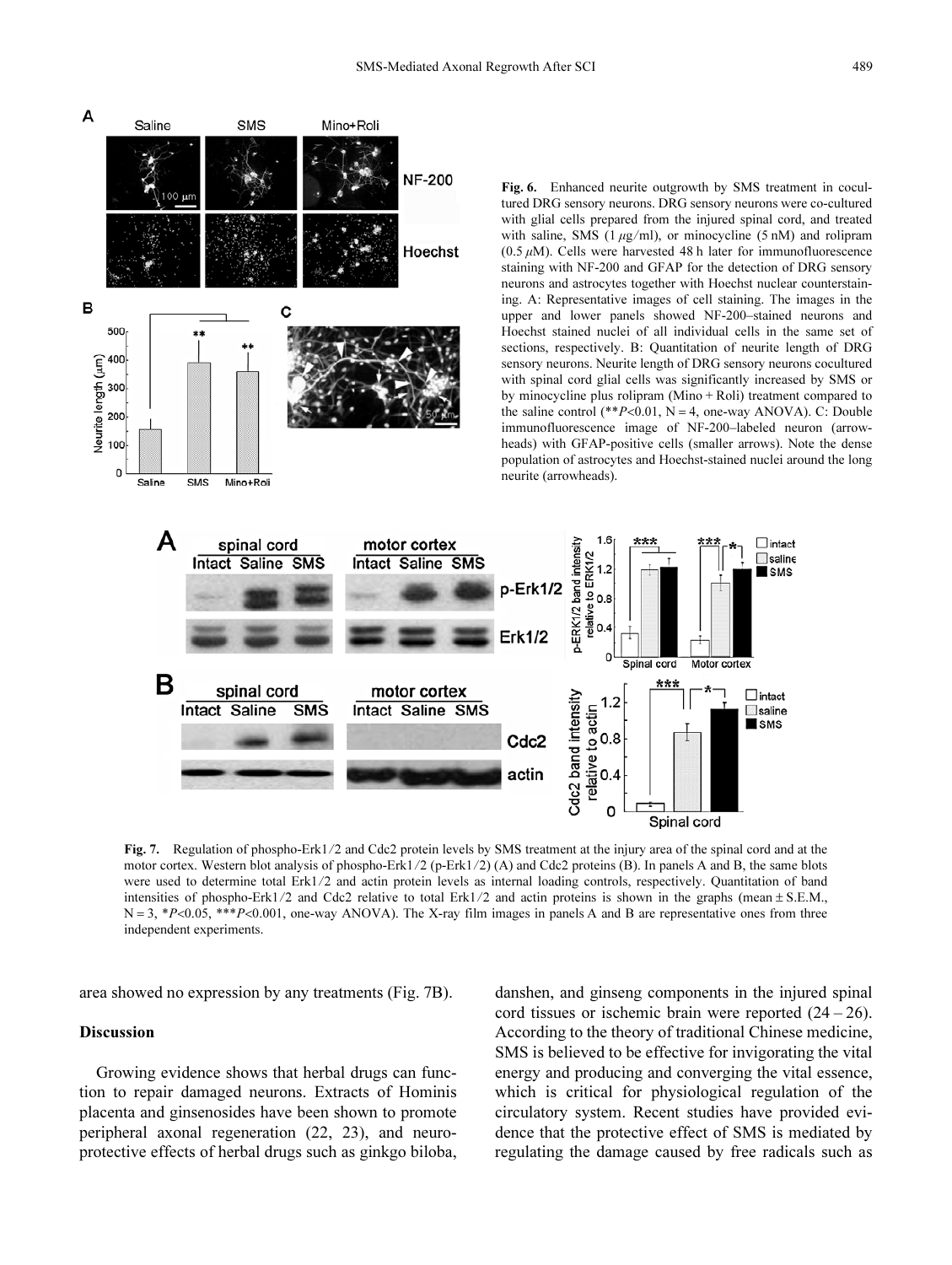**Fig. 6.** Enhanced neurite outgrowth by SMS treatment in cocultured DRG sensory neurons. DRG sensory neurons were co-cultured with glial cells prepared from the injured spinal cord, and treated with saline, SMS (1 $\mu$g/ml), or minocycline (5 nM) and rolipram (0.5 $\mu$M). Cells were harvested 48 h later for immunofluorescence staining with NF-200 and GFAP for the detection of DRG sensory neurons and astrocytes together with Hoechst nuclear counterstaining. A: Representative images of cell staining. The images in the upper and lower panels showed NF-200–stained neurons and Hoechst stained nuclei of all individual cells in the same set of sections, respectively. B: Quantitation of neurite length of DRG sensory neurons. Neurite length of DRG sensory neurons cocultured with spinal cord glial cells was significantly increased by SMS or by minocycline plus rolipram (Mino + Roli) treatment compared to the saline control (**$P$<0.01, N = 4, one-way ANOVA). C: Double immunofluorescence image of NF-200–labeled neuron (arrowheads) with GFAP-positive cells (smaller arrows). Note the dense population of astrocytes and Hoechst-stained nuclei around the long neurite (arrowheads).

**Fig. 7.** Regulation of phospho-Erk1/2 and Cdc2 protein levels by SMS treatment at the injury area of the spinal cord and at the motor cortex. Western blot analysis of phospho-Erk1/2 (p-Erk1/2) (A) and Cdc2 proteins (B). In panels A and B, the same blots were used to determine total Erk1/2 and actin protein levels as internal loading controls, respectively. Quantitation of band intensities of phospho-Erk1/2 and Cdc2 relative to total Erk1/2 and actin proteins is shown in the graphs (mean ± S.E.M., N = 3, *$P$<0.05, ***$P$<0.001, one-way ANOVA). The X-ray film images in panels A and B are representative ones from three independent experiments.

area showed no expression by any treatments (Fig. 7B).

## Discussion

Growing evidence shows that herbal drugs can function to repair damaged neurons. Extracts of Hominis placenta and ginsenosides have been shown to promote peripheral axonal regeneration (22, 23), and neuroprotective effects of herbal drugs such as ginkgo biloba, danshen, and ginseng components in the injured spinal cord tissues or ischemic brain were reported (24 – 26). According to the theory of traditional Chinese medicine, SMS is believed to be effective for invigorating the vital energy and producing and converging the vital essence, which is critical for physiological regulation of the circulatory system. Recent studies have provided evidence that the protective effect of SMS is mediated by regulating the damage caused by free radicals such as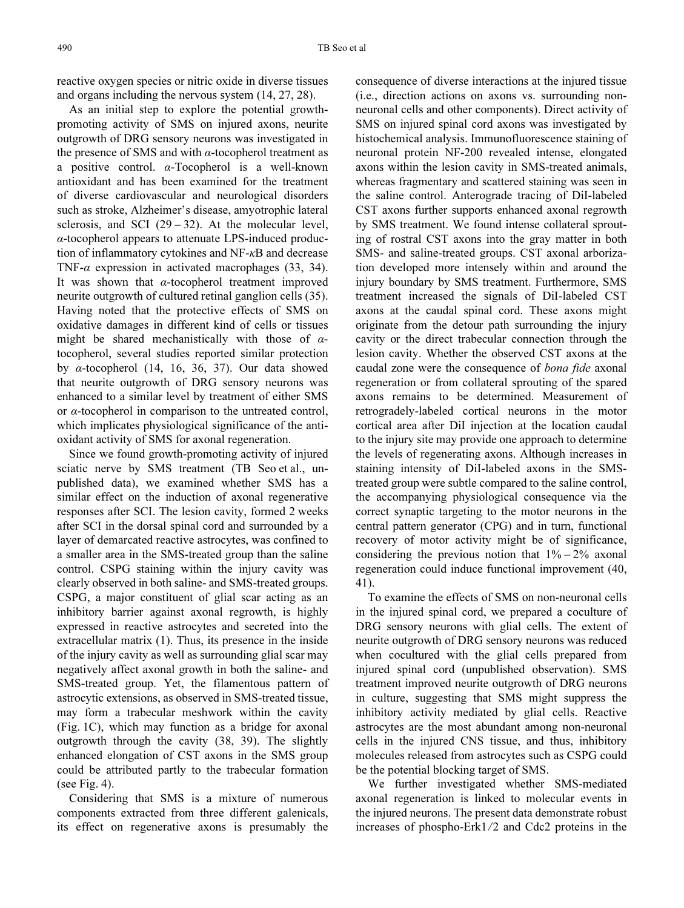reactive oxygen species or nitric oxide in diverse tissues and organs including the nervous system (14, 27, 28).

As an initial step to explore the potential growth-promoting activity of SMS on injured axons, neurite outgrowth of DRG sensory neurons was investigated in the presence of SMS and with $\alpha$-tocopherol treatment as a positive control. $\alpha$-Tocopherol is a well-known antioxidant and has been examined for the treatment of diverse cardiovascular and neurological disorders such as stroke, Alzheimer's disease, amyotrophic lateral sclerosis, and SCI (29 – 32). At the molecular level, $\alpha$-tocopherol appears to attenuate LPS-induced production of inflammatory cytokines and NF-$\kappa$B and decrease TNF-$\alpha$ expression in activated macrophages (33, 34). It was shown that $\alpha$-tocopherol treatment improved neurite outgrowth of cultured retinal ganglion cells (35). Having noted that the protective effects of SMS on oxidative damages in different kind of cells or tissues might be shared mechanistically with those of $\alpha$-tocopherol, several studies reported similar protection by $\alpha$-tocopherol (14, 16, 36, 37). Our data showed that neurite outgrowth of DRG sensory neurons was enhanced to a similar level by treatment of either SMS or $\alpha$-tocopherol in comparison to the untreated control, which implicates physiological significance of the anti-oxidant activity of SMS for axonal regeneration.

Since we found growth-promoting activity of injured sciatic nerve by SMS treatment (TB Seo et al., unpublished data), we examined whether SMS has a similar effect on the induction of axonal regenerative responses after SCI. The lesion cavity, formed 2 weeks after SCI in the dorsal spinal cord and surrounded by a layer of demarcated reactive astrocytes, was confined to a smaller area in the SMS-treated group than the saline control. CSPG staining within the injury cavity was clearly observed in both saline- and SMS-treated groups. CSPG, a major constituent of glial scar acting as an inhibitory barrier against axonal regrowth, is highly expressed in reactive astrocytes and secreted into the extracellular matrix (1). Thus, its presence in the inside of the injury cavity as well as surrounding glial scar may negatively affect axonal growth in both the saline- and SMS-treated group. Yet, the filamentous pattern of astrocytic extensions, as observed in SMS-treated tissue, may form a trabecular meshwork within the cavity (Fig. 1C), which may function as a bridge for axonal outgrowth through the cavity (38, 39). The slightly enhanced elongation of CST axons in the SMS group could be attributed partly to the trabecular formation (see Fig. 4).

Considering that SMS is a mixture of numerous components extracted from three different galenicals, its effect on regenerative axons is presumably the consequence of diverse interactions at the injured tissue (i.e., direction actions on axons vs. surrounding non-neuronal cells and other components). Direct activity of SMS on injured spinal cord axons was investigated by histochemical analysis. Immunofluorescence staining of neuronal protein NF-200 revealed intense, elongated axons within the lesion cavity in SMS-treated animals, whereas fragmentary and scattered staining was seen in the saline control. Anterograde tracing of DiI-labeled CST axons further supports enhanced axonal regrowth by SMS treatment. We found intense collateral sprouting of rostral CST axons into the gray matter in both SMS- and saline-treated groups. CST axonal arborization developed more intensely within and around the injury boundary by SMS treatment. Furthermore, SMS treatment increased the signals of DiI-labeled CST axons at the caudal spinal cord. These axons might originate from the detour path surrounding the injury cavity or the direct trabecular connection through the lesion cavity. Whether the observed CST axons at the caudal zone were the consequence of *bona fide* axonal regeneration or from collateral sprouting of the spared axons remains to be determined. Measurement of retrogradely-labeled cortical neurons in the motor cortical area after DiI injection at the location caudal to the injury site may provide one approach to determine the levels of regenerating axons. Although increases in staining intensity of DiI-labeled axons in the SMS-treated group were subtle compared to the saline control, the accompanying physiological consequence via the correct synaptic targeting to the motor neurons in the central pattern generator (CPG) and in turn, functional recovery of motor activity might be of significance, considering the previous notion that 1% – 2% axonal regeneration could induce functional improvement (40, 41).

To examine the effects of SMS on non-neuronal cells in the injured spinal cord, we prepared a coculture of DRG sensory neurons with glial cells. The extent of neurite outgrowth of DRG sensory neurons was reduced when cocultured with the glial cells prepared from injured spinal cord (unpublished observation). SMS treatment improved neurite outgrowth of DRG neurons in culture, suggesting that SMS might suppress the inhibitory activity mediated by glial cells. Reactive astrocytes are the most abundant among non-neuronal cells in the injured CNS tissue, and thus, inhibitory molecules released from astrocytes such as CSPG could be the potential blocking target of SMS.

We further investigated whether SMS-mediated axonal regeneration is linked to molecular events in the injured neurons. The present data demonstrate robust increases of phospho-Erk1/2 and Cdc2 proteins in the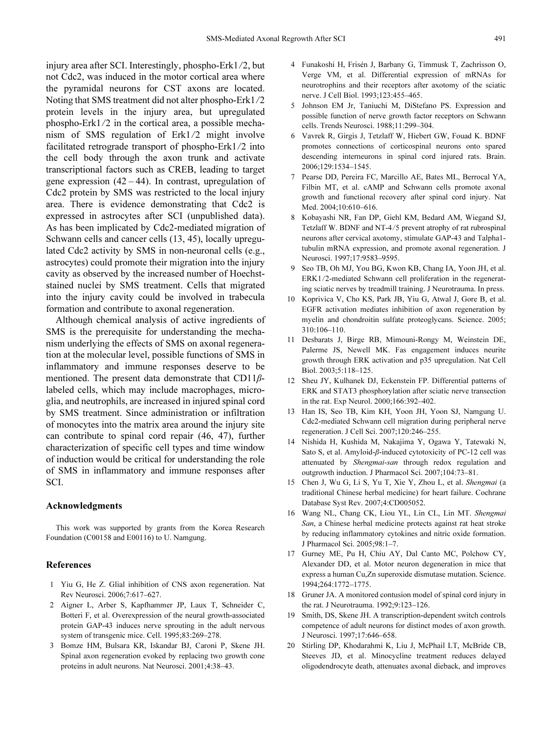injury area after SCI. Interestingly, phospho-Erk1/2, but not Cdc2, was induced in the motor cortical area where the pyramidal neurons for CST axons are located. Noting that SMS treatment did not alter phospho-Erk1/2 protein levels in the injury area, but upregulated phospho-Erk1/2 in the cortical area, a possible mechanism of SMS regulation of Erk1/2 might involve facilitated retrograde transport of phospho-Erk1/2 into the cell body through the axon trunk and activate transcriptional factors such as CREB, leading to target gene expression (42 – 44). In contrast, upregulation of Cdc2 protein by SMS was restricted to the local injury area. There is evidence demonstrating that Cdc2 is expressed in astrocytes after SCI (unpublished data). As has been implicated by Cdc2-mediated migration of Schwann cells and cancer cells (13, 45), locally upregulated Cdc2 activity by SMS in non-neuronal cells (e.g., astrocytes) could promote their migration into the injury cavity as observed by the increased number of Hoechst-stained nuclei by SMS treatment. Cells that migrated into the injury cavity could be involved in trabecula formation and contribute to axonal regeneration.

Although chemical analysis of active ingredients of SMS is the prerequisite for understanding the mechanism underlying the effects of SMS on axonal regeneration at the molecular level, possible functions of SMS in inflammatory and immune responses deserve to be mentioned. The present data demonstrate that CD11$\beta$-labeled cells, which may include macrophages, microglia, and neutrophils, are increased in injured spinal cord by SMS treatment. Since administration or infiltration of monocytes into the matrix area around the injury site can contribute to spinal cord repair (46, 47), further characterization of specific cell types and time window of induction would be critical for understanding the role of SMS in inflammatory and immune responses after SCI.

## Acknowledgments

This work was supported by grants from the Korea Research Foundation (C00158 and E00116) to U. Namgung.

## References

1. Yiu G, He Z. Glial inhibition of CNS axon regeneration. Nat Rev Neurosci. 2006;7:617–627.
2. Aigner L, Arber S, Kapfhammer JP, Laux T, Schneider C, Botteri F, et al. Overexpression of the neural growth-associated protein GAP-43 induces nerve sprouting in the adult nervous system of transgenic mice. Cell. 1995;83:269–278.
3. Bomze HM, Bulsara KR, Iskandar BJ, Caroni P, Skene JH. Spinal axon regeneration evoked by replacing two growth cone proteins in adult neurons. Nat Neurosci. 2001;4:38–43.
4. Funakoshi H, Frisén J, Barbany G, Timmusk T, Zachrisson O, Verge VM, et al. Differential expression of mRNAs for neurotrophins and their receptors after axotomy of the sciatic nerve. J Cell Biol. 1993;123:455–465.
5. Johnson EM Jr, Taniuchi M, DiStefano PS. Expression and possible function of nerve growth factor receptors on Schwann cells. Trends Neurosci. 1988;11:299–304.
6. Vavrek R, Girgis J, Tetzlaff W, Hiebert GW, Fouad K. BDNF promotes connections of corticospinal neurons onto spared descending interneurons in spinal cord injured rats. Brain. 2006;129:1534–1545.
7. Pearse DD, Pereira FC, Marcillo AE, Bates ML, Berrocal YA, Filbin MT, et al. cAMP and Schwann cells promote axonal growth and functional recovery after spinal cord injury. Nat Med. 2004;10:610–616.
8. Kobayashi NR, Fan DP, Giehl KM, Bedard AM, Wiegand SJ, Tetzlaff W. BDNF and NT-4/5 prevent atrophy of rat rubrospinal neurons after cervical axotomy, stimulate GAP-43 and Talpha1-tubulin mRNA expression, and promote axonal regeneration. J Neurosci. 1997;17:9583–9595.
9. Seo TB, Oh MJ, You BG, Kwon KB, Chang IA, Yoon JH, et al. ERK1/2-mediated Schwann cell proliferation in the regenerating sciatic nerves by treadmill training. J Neurotrauma. In press.
10. Koprivica V, Cho KS, Park JB, Yiu G, Atwal J, Gore B, et al. EGFR activation mediates inhibition of axon regeneration by myelin and chondroitin sulfate proteoglycans. Science. 2005;310:106–110.
11. Desbarats J, Birge RB, Mimouni-Rongy M, Weinstein DE, Palerme JS, Newell MK. Fas engagement induces neurite growth through ERK activation and p35 upregulation. Nat Cell Biol. 2003;5:118–125.
12. Sheu JY, Kulhanek DJ, Eckenstein FP. Differential patterns of ERK and STAT3 phosphorylation after sciatic nerve transection in the rat. Exp Neurol. 2000;166:392–402.
13. Han IS, Seo TB, Kim KH, Yoon JH, Yoon SJ, Namgung U. Cdc2-mediated Schwann cell migration during peripheral nerve regeneration. J Cell Sci. 2007;120:246–255.
14. Nishida H, Kushida M, Nakajima Y, Ogawa Y, Tatewaki N, Sato S, et al. Amyloid-$\beta$-induced cytotoxicity of PC-12 cell was attenuated by *Shengmai-san* through redox regulation and outgrowth induction. J Pharmacol Sci. 2007;104:73–81.
15. Chen J, Wu G, Li S, Yu T, Xie Y, Zhou L, et al. *Shengmai* (a traditional Chinese herbal medicine) for heart failure. Cochrane Database Syst Rev. 2007;4:CD005052.
16. Wang NL, Chang CK, Liou YL, Lin CL, Lin MT. *Shengmai San*, a Chinese herbal medicine protects against rat heat stroke by reducing inflammatory cytokines and nitric oxide formation. J Pharmacol Sci. 2005;98:1–7.
17. Gurney ME, Pu H, Chiu AY, Dal Canto MC, Polchow CY, Alexander DD, et al. Motor neuron degeneration in mice that express a human Cu,Zn superoxide dismutase mutation. Science. 1994;264:1772–1775.
18. Gruner JA. A monitored contusion model of spinal cord injury in the rat. J Neurotrauma. 1992;9:123–126.
19. Smith, DS, Skene JH. A transcription-dependent switch controls competence of adult neurons for distinct modes of axon growth. J Neurosci. 1997;17:646–658.
20. Stirling DP, Khodarahmi K, Liu J, McPhail LT, McBride CB, Steeves JD, et al. Minocycline treatment reduces delayed oligodendrocyte death, attenuates axonal dieback, and improves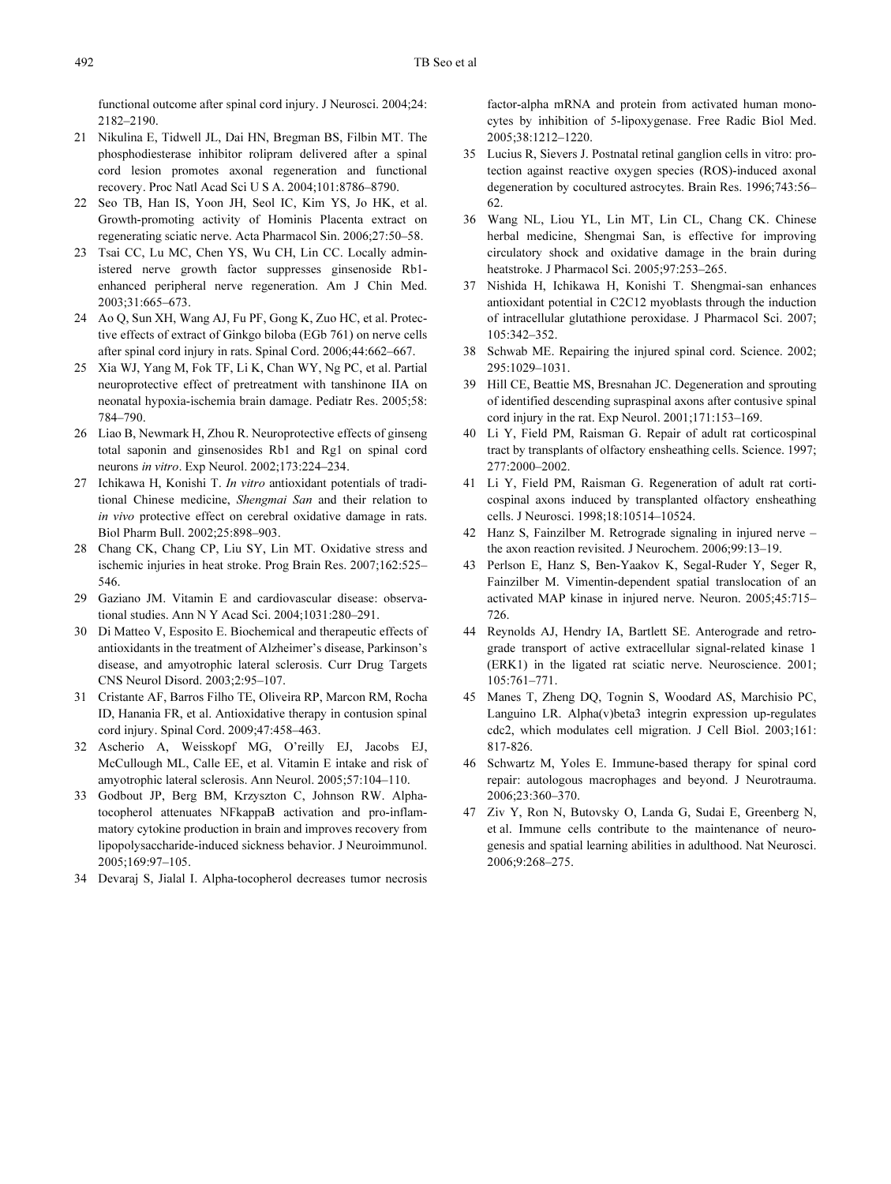functional outcome after spinal cord injury. J Neurosci. 2004;24: 2182–2190.

21 Nikulina E, Tidwell JL, Dai HN, Bregman BS, Filbin MT. The phosphodiesterase inhibitor rolipram delivered after a spinal cord lesion promotes axonal regeneration and functional recovery. Proc Natl Acad Sci U S A. 2004;101:8786–8790.

22 Seo TB, Han IS, Yoon JH, Seol IC, Kim YS, Jo HK, et al. Growth-promoting activity of Hominis Placenta extract on regenerating sciatic nerve. Acta Pharmacol Sin. 2006;27:50–58.

23 Tsai CC, Lu MC, Chen YS, Wu CH, Lin CC. Locally administered nerve growth factor suppresses ginsenoside Rb1-enhanced peripheral nerve regeneration. Am J Chin Med. 2003;31:665–673.

24 Ao Q, Sun XH, Wang AJ, Fu PF, Gong K, Zuo HC, et al. Protective effects of extract of Ginkgo biloba (EGb 761) on nerve cells after spinal cord injury in rats. Spinal Cord. 2006;44:662–667.

25 Xia WJ, Yang M, Fok TF, Li K, Chan WY, Ng PC, et al. Partial neuroprotective effect of pretreatment with tanshinone IIA on neonatal hypoxia-ischemia brain damage. Pediatr Res. 2005;58: 784–790.

26 Liao B, Newmark H, Zhou R. Neuroprotective effects of ginseng total saponin and ginsenosides Rb1 and Rg1 on spinal cord neurons *in vitro*. Exp Neurol. 2002;173:224–234.

27 Ichikawa H, Konishi T. *In vitro* antioxidant potentials of traditional Chinese medicine, *Shengmai San* and their relation to *in vivo* protective effect on cerebral oxidative damage in rats. Biol Pharm Bull. 2002;25:898–903.

28 Chang CK, Chang CP, Liu SY, Lin MT. Oxidative stress and ischemic injuries in heat stroke. Prog Brain Res. 2007;162:525–546.

29 Gaziano JM. Vitamin E and cardiovascular disease: observational studies. Ann N Y Acad Sci. 2004;1031:280–291.

30 Di Matteo V, Esposito E. Biochemical and therapeutic effects of antioxidants in the treatment of Alzheimer's disease, Parkinson's disease, and amyotrophic lateral sclerosis. Curr Drug Targets CNS Neurol Disord. 2003;2:95–107.

31 Cristante AF, Barros Filho TE, Oliveira RP, Marcon RM, Rocha ID, Hanania FR, et al. Antioxidative therapy in contusion spinal cord injury. Spinal Cord. 2009;47:458–463.

32 Ascherio A, Weisskopf MG, O'reilly EJ, Jacobs EJ, McCullough ML, Calle EE, et al. Vitamin E intake and risk of amyotrophic lateral sclerosis. Ann Neurol. 2005;57:104–110.

33 Godbout JP, Berg BM, Krzyszton C, Johnson RW. Alpha-tocopherol attenuates NFkappaB activation and pro-inflammatory cytokine production in brain and improves recovery from lipopolysaccharide-induced sickness behavior. J Neuroimmunol. 2005;169:97–105.

34 Devaraj S, Jialal I. Alpha-tocopherol decreases tumor necrosis factor-alpha mRNA and protein from activated human monocytes by inhibition of 5-lipoxygenase. Free Radic Biol Med. 2005;38:1212–1220.

35 Lucius R, Sievers J. Postnatal retinal ganglion cells in vitro: protection against reactive oxygen species (ROS)-induced axonal degeneration by cocultured astrocytes. Brain Res. 1996;743:56–62.

36 Wang NL, Liou YL, Lin MT, Lin CL, Chang CK. Chinese herbal medicine, Shengmai San, is effective for improving circulatory shock and oxidative damage in the brain during heatstroke. J Pharmacol Sci. 2005;97:253–265.

37 Nishida H, Ichikawa H, Konishi T. Shengmai-san enhances antioxidant potential in C2C12 myoblasts through the induction of intracellular glutathione peroxidase. J Pharmacol Sci. 2007; 105:342–352.

38 Schwab ME. Repairing the injured spinal cord. Science. 2002; 295:1029–1031.

39 Hill CE, Beattie MS, Bresnahan JC. Degeneration and sprouting of identified descending supraspinal axons after contusive spinal cord injury in the rat. Exp Neurol. 2001;171:153–169.

40 Li Y, Field PM, Raisman G. Repair of adult rat corticospinal tract by transplants of olfactory ensheathing cells. Science. 1997; 277:2000–2002.

41 Li Y, Field PM, Raisman G. Regeneration of adult rat corticospinal axons induced by transplanted olfactory ensheathing cells. J Neurosci. 1998;18:10514–10524.

42 Hanz S, Fainzilber M. Retrograde signaling in injured nerve – the axon reaction revisited. J Neurochem. 2006;99:13–19.

43 Perlson E, Hanz S, Ben-Yaakov K, Segal-Ruder Y, Seger R, Fainzilber M. Vimentin-dependent spatial translocation of an activated MAP kinase in injured nerve. Neuron. 2005;45:715–726.

44 Reynolds AJ, Hendry IA, Bartlett SE. Anterograde and retrograde transport of active extracellular signal-related kinase 1 (ERK1) in the ligated rat sciatic nerve. Neuroscience. 2001; 105:761–771.

45 Manes T, Zheng DQ, Tognin S, Woodard AS, Marchisio PC, Languino LR. Alpha(v)beta3 integrin expression up-regulates cdc2, which modulates cell migration. J Cell Biol. 2003;161: 817-826.

46 Schwartz M, Yoles E. Immune-based therapy for spinal cord repair: autologous macrophages and beyond. J Neurotrauma. 2006;23:360–370.

47 Ziv Y, Ron N, Butovsky O, Landa G, Sudai E, Greenberg N, et al. Immune cells contribute to the maintenance of neurogenesis and spatial learning abilities in adulthood. Nat Neurosci. 2006;9:268–275.